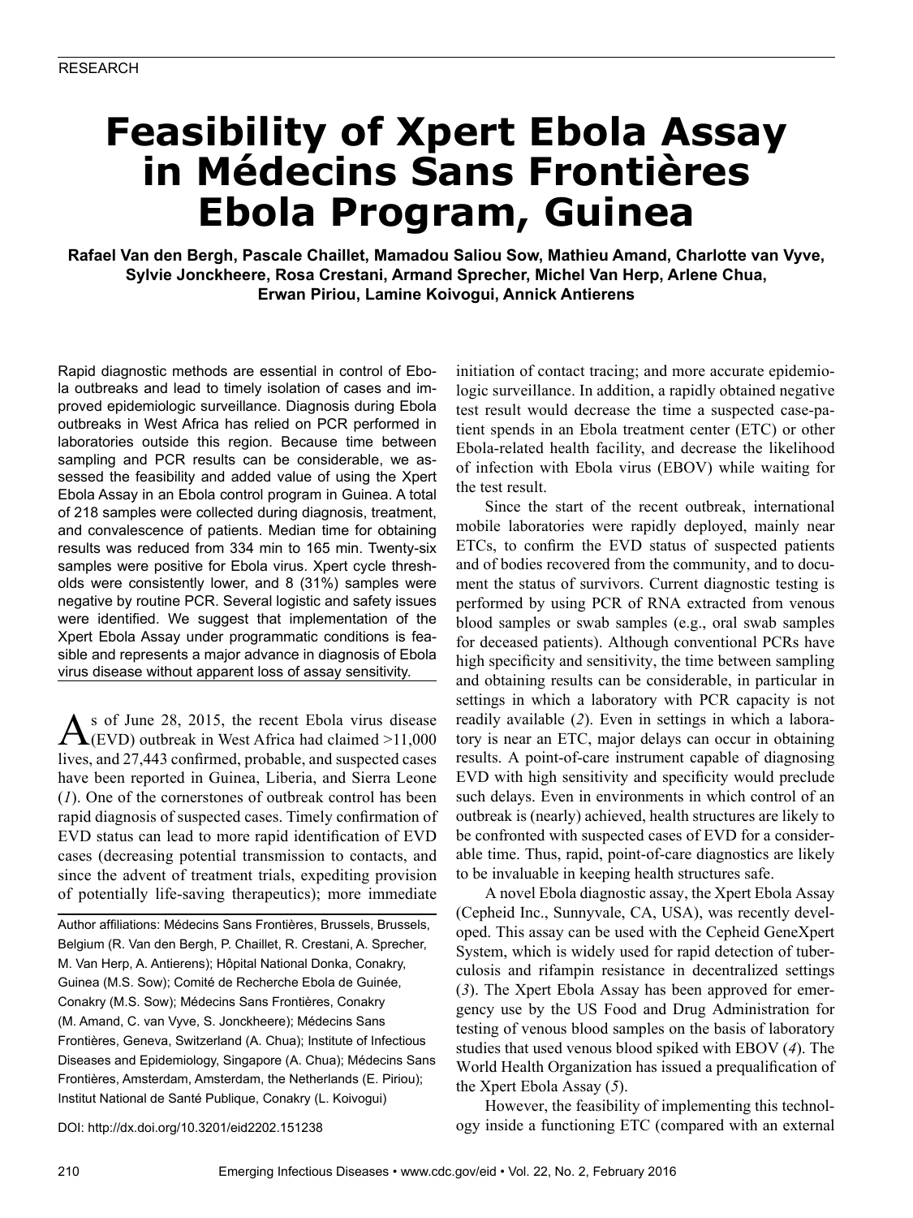# Feasibility of Xpert Ebola Assay in Médecins Sans Frontières Ebola Program, Guinea

**Rafael Van den Bergh, Pascale Chaillet, Mamadou Saliou Sow, Mathieu Amand, Charlotte van Vyve, Sylvie Jonckheere, Rosa Crestani, Armand Sprecher, Michel Van Herp, Arlene Chua, Erwan Piriou, Lamine Koivogui, Annick Antierens**

Rapid diagnostic methods are essential in control of Ebola outbreaks and lead to timely isolation of cases and improved epidemiologic surveillance. Diagnosis during Ebola outbreaks in West Africa has relied on PCR performed in laboratories outside this region. Because time between sampling and PCR results can be considerable, we assessed the feasibility and added value of using the Xpert Ebola Assay in an Ebola control program in Guinea. A total of 218 samples were collected during diagnosis, treatment, and convalescence of patients. Median time for obtaining results was reduced from 334 min to 165 min. Twenty-six samples were positive for Ebola virus. Xpert cycle thresholds were consistently lower, and 8 (31%) samples were negative by routine PCR. Several logistic and safety issues were identified. We suggest that implementation of the Xpert Ebola Assay under programmatic conditions is feasible and represents a major advance in diagnosis of Ebola virus disease without apparent loss of assay sensitivity.

As of June 28, 2015, the recent Ebola virus disease (EVD) outbreak in West Africa had claimed >11,000 lives, and 27,443 confirmed, probable, and suspected cases have been reported in Guinea, Liberia, and Sierra Leone (*1*). One of the cornerstones of outbreak control has been rapid diagnosis of suspected cases. Timely confirmation of EVD status can lead to more rapid identification of EVD cases (decreasing potential transmission to contacts, and since the advent of treatment trials, expediting provision of potentially life-saving therapeutics); more immediate initiation of contact tracing; and more accurate epidemiologic surveillance. In addition, a rapidly obtained negative test result would decrease the time a suspected case-patient spends in an Ebola treatment center (ETC) or other Ebola-related health facility, and decrease the likelihood of infection with Ebola virus (EBOV) while waiting for the test result.

Since the start of the recent outbreak, international mobile laboratories were rapidly deployed, mainly near ETCs, to confirm the EVD status of suspected patients and of bodies recovered from the community, and to document the status of survivors. Current diagnostic testing is performed by using PCR of RNA extracted from venous blood samples or swab samples (e.g., oral swab samples for deceased patients). Although conventional PCRs have high specificity and sensitivity, the time between sampling and obtaining results can be considerable, in particular in settings in which a laboratory with PCR capacity is not readily available (*2*). Even in settings in which a laboratory is near an ETC, major delays can occur in obtaining results. A point-of-care instrument capable of diagnosing EVD with high sensitivity and specificity would preclude such delays. Even in environments in which control of an outbreak is (nearly) achieved, health structures are likely to be confronted with suspected cases of EVD for a considerable time. Thus, rapid, point-of-care diagnostics are likely to be invaluable in keeping health structures safe.

A novel Ebola diagnostic assay, the Xpert Ebola Assay (Cepheid Inc., Sunnyvale, CA, USA), was recently developed. This assay can be used with the Cepheid GeneXpert System, which is widely used for rapid detection of tuberculosis and rifampin resistance in decentralized settings (*3*). The Xpert Ebola Assay has been approved for emergency use by the US Food and Drug Administration for testing of venous blood samples on the basis of laboratory studies that used venous blood spiked with EBOV (*4*). The World Health Organization has issued a prequalification of the Xpert Ebola Assay (*5*).

However, the feasibility of implementing this technology inside a functioning ETC (compared with an external

Author affiliations: Médecins Sans Frontières, Brussels, Brussels, Belgium (R. Van den Bergh, P. Chaillet, R. Crestani, A. Sprecher, M. Van Herp, A. Antierens); Hôpital National Donka, Conakry, Guinea (M.S. Sow); Comité de Recherche Ebola de Guinée, Conakry (M.S. Sow); Médecins Sans Frontières, Conakry (M. Amand, C. van Vyve, S. Jonckheere); Médecins Sans Frontières, Geneva, Switzerland (A. Chua); Institute of Infectious Diseases and Epidemiology, Singapore (A. Chua); Médecins Sans Frontières, Amsterdam, Amsterdam, the Netherlands (E. Piriou); Institut National de Santé Publique, Conakry (L. Koivogui)

DOI: http://dx.doi.org/10.3201/eid2202.151238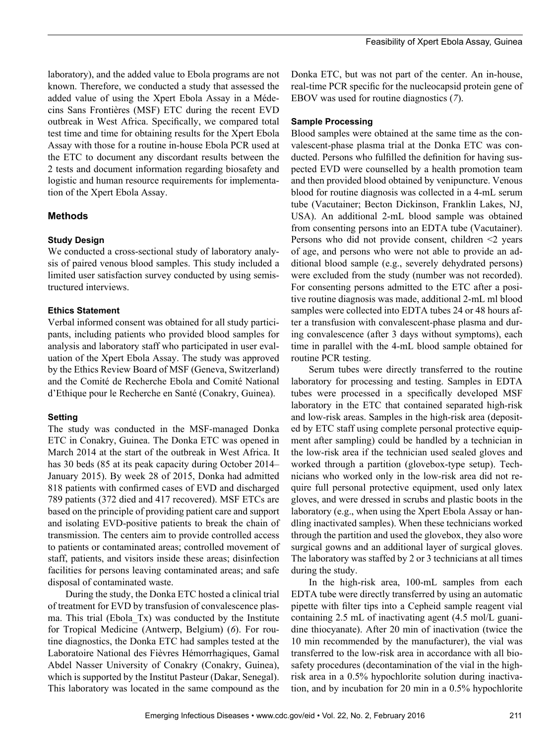laboratory), and the added value to Ebola programs are not known. Therefore, we conducted a study that assessed the added value of using the Xpert Ebola Assay in a Médecins Sans Frontières (MSF) ETC during the recent EVD outbreak in West Africa. Specifically, we compared total test time and time for obtaining results for the Xpert Ebola Assay with those for a routine in-house Ebola PCR used at the ETC to document any discordant results between the 2 tests and document information regarding biosafety and logistic and human resource requirements for implementation of the Xpert Ebola Assay.

## Methods

### Study Design

We conducted a cross-sectional study of laboratory analysis of paired venous blood samples. This study included a limited user satisfaction survey conducted by using semistructured interviews.

### Ethics Statement

Verbal informed consent was obtained for all study participants, including patients who provided blood samples for analysis and laboratory staff who participated in user evaluation of the Xpert Ebola Assay. The study was approved by the Ethics Review Board of MSF (Geneva, Switzerland) and the Comité de Recherche Ebola and Comité National d'Ethique pour le Recherche en Santé (Conakry, Guinea).

### Setting

The study was conducted in the MSF-managed Donka ETC in Conakry, Guinea. The Donka ETC was opened in March 2014 at the start of the outbreak in West Africa. It has 30 beds (85 at its peak capacity during October 2014–January 2015). By week 28 of 2015, Donka had admitted 818 patients with confirmed cases of EVD and discharged 789 patients (372 died and 417 recovered). MSF ETCs are based on the principle of providing patient care and support and isolating EVD-positive patients to break the chain of transmission. The centers aim to provide controlled access to patients or contaminated areas; controlled movement of staff, patients, and visitors inside these areas; disinfection facilities for persons leaving contaminated areas; and safe disposal of contaminated waste.

During the study, the Donka ETC hosted a clinical trial of treatment for EVD by transfusion of convalescence plasma. This trial (Ebola_Tx) was conducted by the Institute for Tropical Medicine (Antwerp, Belgium) (*6*). For routine diagnostics, the Donka ETC had samples tested at the Laboratoire National des Fièvres Hémorrhagiques, Gamal Abdel Nasser University of Conakry (Conakry, Guinea), which is supported by the Institut Pasteur (Dakar, Senegal). This laboratory was located in the same compound as the Donka ETC, but was not part of the center. An in-house, real-time PCR specific for the nucleocapsid protein gene of EBOV was used for routine diagnostics (*7*).

### Sample Processing

Blood samples were obtained at the same time as the convalescent-phase plasma trial at the Donka ETC was conducted. Persons who fulfilled the definition for having suspected EVD were counselled by a health promotion team and then provided blood obtained by venipuncture. Venous blood for routine diagnosis was collected in a 4-mL serum tube (Vacutainer; Becton Dickinson, Franklin Lakes, NJ, USA). An additional 2-mL blood sample was obtained from consenting persons into an EDTA tube (Vacutainer). Persons who did not provide consent, children <2 years of age, and persons who were not able to provide an additional blood sample (e.g., severely dehydrated persons) were excluded from the study (number was not recorded). For consenting persons admitted to the ETC after a positive routine diagnosis was made, additional 2-mL ml blood samples were collected into EDTA tubes 24 or 48 hours after a transfusion with convalescent-phase plasma and during convalescence (after 3 days without symptoms), each time in parallel with the 4-mL blood sample obtained for routine PCR testing.

Serum tubes were directly transferred to the routine laboratory for processing and testing. Samples in EDTA tubes were processed in a specifically developed MSF laboratory in the ETC that contained separated high-risk and low-risk areas. Samples in the high-risk area (deposited by ETC staff using complete personal protective equipment after sampling) could be handled by a technician in the low-risk area if the technician used sealed gloves and worked through a partition (glovebox-type setup). Technicians who worked only in the low-risk area did not require full personal protective equipment, used only latex gloves, and were dressed in scrubs and plastic boots in the laboratory (e.g., when using the Xpert Ebola Assay or handling inactivated samples). When these technicians worked through the partition and used the glovebox, they also wore surgical gowns and an additional layer of surgical gloves. The laboratory was staffed by 2 or 3 technicians at all times during the study.

In the high-risk area, 100-mL samples from each EDTA tube were directly transferred by using an automatic pipette with filter tips into a Cepheid sample reagent vial containing 2.5 mL of inactivating agent (4.5 mol/L guanidine thiocyanate). After 20 min of inactivation (twice the 10 min recommended by the manufacturer), the vial was transferred to the low-risk area in accordance with all biosafety procedures (decontamination of the vial in the high-risk area in a 0.5% hypochlorite solution during inactivation, and by incubation for 20 min in a 0.5% hypochlorite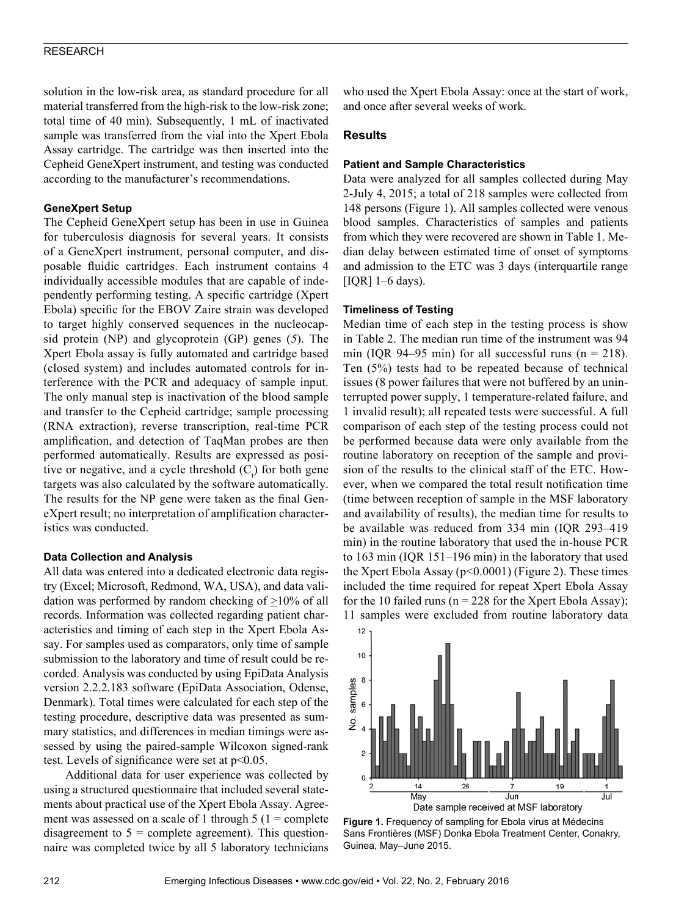solution in the low-risk area, as standard procedure for all material transferred from the high-risk to the low-risk zone; total time of 40 min). Subsequently, 1 mL of inactivated sample was transferred from the vial into the Xpert Ebola Assay cartridge. The cartridge was then inserted into the Cepheid GeneXpert instrument, and testing was conducted according to the manufacturer's recommendations.

### GeneXpert Setup

The Cepheid GeneXpert setup has been in use in Guinea for tuberculosis diagnosis for several years. It consists of a GeneXpert instrument, personal computer, and disposable fluidic cartridges. Each instrument contains 4 individually accessible modules that are capable of independently performing testing. A specific cartridge (Xpert Ebola) specific for the EBOV Zaire strain was developed to target highly conserved sequences in the nucleocapsid protein (NP) and glycoprotein (GP) genes (*5*). The Xpert Ebola assay is fully automated and cartridge based (closed system) and includes automated controls for interference with the PCR and adequacy of sample input. The only manual step is inactivation of the blood sample and transfer to the Cepheid cartridge; sample processing (RNA extraction), reverse transcription, real-time PCR amplification, and detection of TaqMan probes are then performed automatically. Results are expressed as positive or negative, and a cycle threshold ($C_t$) for both gene targets was also calculated by the software automatically. The results for the NP gene were taken as the final GeneXpert result; no interpretation of amplification characteristics was conducted.

### Data Collection and Analysis

All data was entered into a dedicated electronic data registry (Excel; Microsoft, Redmond, WA, USA), and data validation was performed by random checking of ≥10% of all records. Information was collected regarding patient characteristics and timing of each step in the Xpert Ebola Assay. For samples used as comparators, only time of sample submission to the laboratory and time of result could be recorded. Analysis was conducted by using EpiData Analysis version 2.2.2.183 software (EpiData Association, Odense, Denmark). Total times were calculated for each step of the testing procedure, descriptive data was presented as summary statistics, and differences in median timings were assessed by using the paired-sample Wilcoxon signed-rank test. Levels of significance were set at $p<0.05$.

Additional data for user experience was collected by using a structured questionnaire that included several statements about practical use of the Xpert Ebola Assay. Agreement was assessed on a scale of 1 through 5 (1 = complete disagreement to 5 = complete agreement). This questionnaire was completed twice by all 5 laboratory technicians who used the Xpert Ebola Assay: once at the start of work, and once after several weeks of work.

## Results

### Patient and Sample Characteristics

Data were analyzed for all samples collected during May 2-July 4, 2015; a total of 218 samples were collected from 148 persons (Figure 1). All samples collected were venous blood samples. Characteristics of samples and patients from which they were recovered are shown in Table 1. Median delay between estimated time of onset of symptoms and admission to the ETC was 3 days (interquartile range [IQR] 1–6 days).

### Timeliness of Testing

Median time of each step in the testing process is show in Table 2. The median run time of the instrument was 94 min (IQR 94–95 min) for all successful runs (n = 218). Ten (5%) tests had to be repeated because of technical issues (8 power failures that were not buffered by an uninterrupted power supply, 1 temperature-related failure, and 1 invalid result); all repeated tests were successful. A full comparison of each step of the testing process could not be performed because data were only available from the routine laboratory on reception of the sample and provision of the results to the clinical staff of the ETC. However, when we compared the total result notification time (time between reception of sample in the MSF laboratory and availability of results), the median time for results to be available was reduced from 334 min (IQR 293–419 min) in the routine laboratory that used the in-house PCR to 163 min (IQR 151–196 min) in the laboratory that used the Xpert Ebola Assay ($p<0.0001$) (Figure 2). These times included the time required for repeat Xpert Ebola Assay for the 10 failed runs (n = 228 for the Xpert Ebola Assay); 11 samples were excluded from routine laboratory data

**Figure 1.** Frequency of sampling for Ebola virus at Médecins Sans Frontières (MSF) Donka Ebola Treatment Center, Conakry, Guinea, May–June 2015.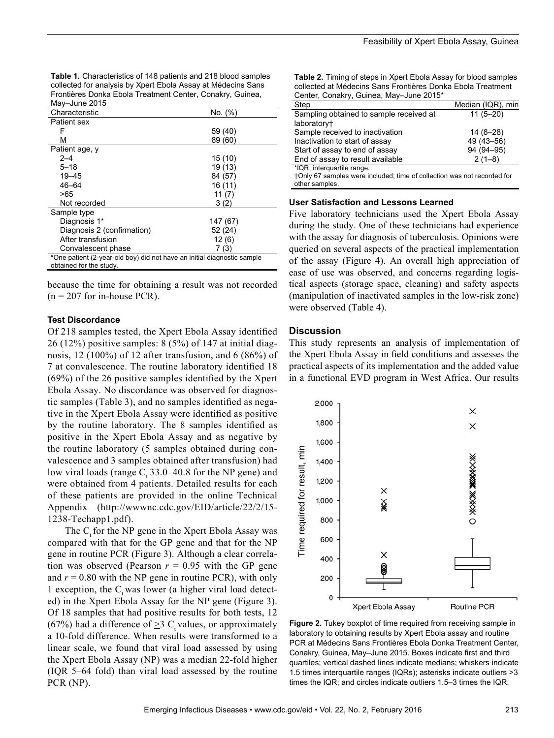**Table 1.** Characteristics of 148 patients and 218 blood samples collected for analysis by Xpert Ebola Assay at Médecins Sans Frontières Donka Ebola Treatment Center, Conakry, Guinea, May–June 2015

| Characteristic | No. (%) |
| --- | --- |
| Patient sex | |
| F | 59 (40) |
| M | 89 (60) |
| Patient age, y | |
| 2–4 | 15 (10) |
| 5–18 | 19 (13) |
| 19–45 | 84 (57) |
| 46–64 | 16 (11) |
| >65 | 11 (7) |
| Not recorded | 3 (2) |
| Sample type | |
| Diagnosis 1* | 147 (67) |
| Diagnosis 2 (confirmation) | 52 (24) |
| After transfusion | 12 (6) |
| Convalescent phase | 7 (3) |

*One patient (2-year-old boy) did not have an initial diagnostic sample obtained for the study.

because the time for obtaining a result was not recorded (n = 207 for in-house PCR).

### Test Discordance

Of 218 samples tested, the Xpert Ebola Assay identified 26 (12%) positive samples: 8 (5%) of 147 at initial diagnosis, 12 (100%) of 12 after transfusion, and 6 (86%) of 7 at convalescence. The routine laboratory identified 18 (69%) of the 26 positive samples identified by the Xpert Ebola Assay. No discordance was observed for diagnostic samples (Table 3), and no samples identified as negative in the Xpert Ebola Assay were identified as positive by the routine laboratory. The 8 samples identified as positive in the Xpert Ebola Assay and as negative by the routine laboratory (5 samples obtained during convalescence and 3 samples obtained after transfusion) had low viral loads (range $C_t$ 33.0–40.8 for the NP gene) and were obtained from 4 patients. Detailed results for each of these patients are provided in the online Technical Appendix (http://wwwnc.cdc.gov/EID/article/22/2/15-1238-Techapp1.pdf).

The $C_t$ for the NP gene in the Xpert Ebola Assay was compared with that for the GP gene and that for the NP gene in routine PCR (Figure 3). Although a clear correlation was observed (Pearson $r = 0.95$ with the GP gene and $r = 0.80$ with the NP gene in routine PCR), with only 1 exception, the $C_t$ was lower (a higher viral load detected) in the Xpert Ebola Assay for the NP gene (Figure 3). Of 18 samples that had positive results for both tests, 12 (67%) had a difference of $\geq$3 $C_t$ values, or approximately a 10-fold difference. When results were transformed to a linear scale, we found that viral load assessed by using the Xpert Ebola Assay (NP) was a median 22-fold higher (IQR 5–64 fold) than viral load assessed by the routine PCR (NP).

**Table 2.** Timing of steps in Xpert Ebola Assay for blood samples collected at Médecins Sans Frontières Donka Ebola Treatment Center, Conakry, Guinea, May–June 2015*

| Step | Median (IQR), min |
| --- | --- |
| Sampling obtained to sample received at laboratory† | 11 (5–20) |
| Sample received to inactivation | 14 (8–28) |
| Inactivation to start of assay | 49 (43–56) |
| Start of assay to end of assay | 94 (94–95) |
| End of assay to result available | 2 (1–8) |

*IQR, interquartile range.
†Only 67 samples were included; time of collection was not recorded for other samples.

### User Satisfaction and Lessons Learned

Five laboratory technicians used the Xpert Ebola Assay during the study. One of these technicians had experience with the assay for diagnosis of tuberculosis. Opinions were queried on several aspects of the practical implementation of the assay (Figure 4). An overall high appreciation of ease of use was observed, and concerns regarding logistical aspects (storage space, cleaning) and safety aspects (manipulation of inactivated samples in the low-risk zone) were observed (Table 4).

## Discussion

This study represents an analysis of implementation of the Xpert Ebola Assay in field conditions and assesses the practical aspects of its implementation and the added value in a functional EVD program in West Africa. Our results

**Figure 2.** Tukey boxplot of time required from receiving sample in laboratory to obtaining results by Xpert Ebola assay and routine PCR at Médecins Sans Frontières Ebola Donka Treatment Center, Conakry, Guinea, May–June 2015. Boxes indicate first and third quartiles; vertical dashed lines indicate medians; whiskers indicate 1.5 times interquartile ranges (IQRs); asterisks indicate outliers >3 times the IQR; and circles indicate outliers 1.5–3 times the IQR.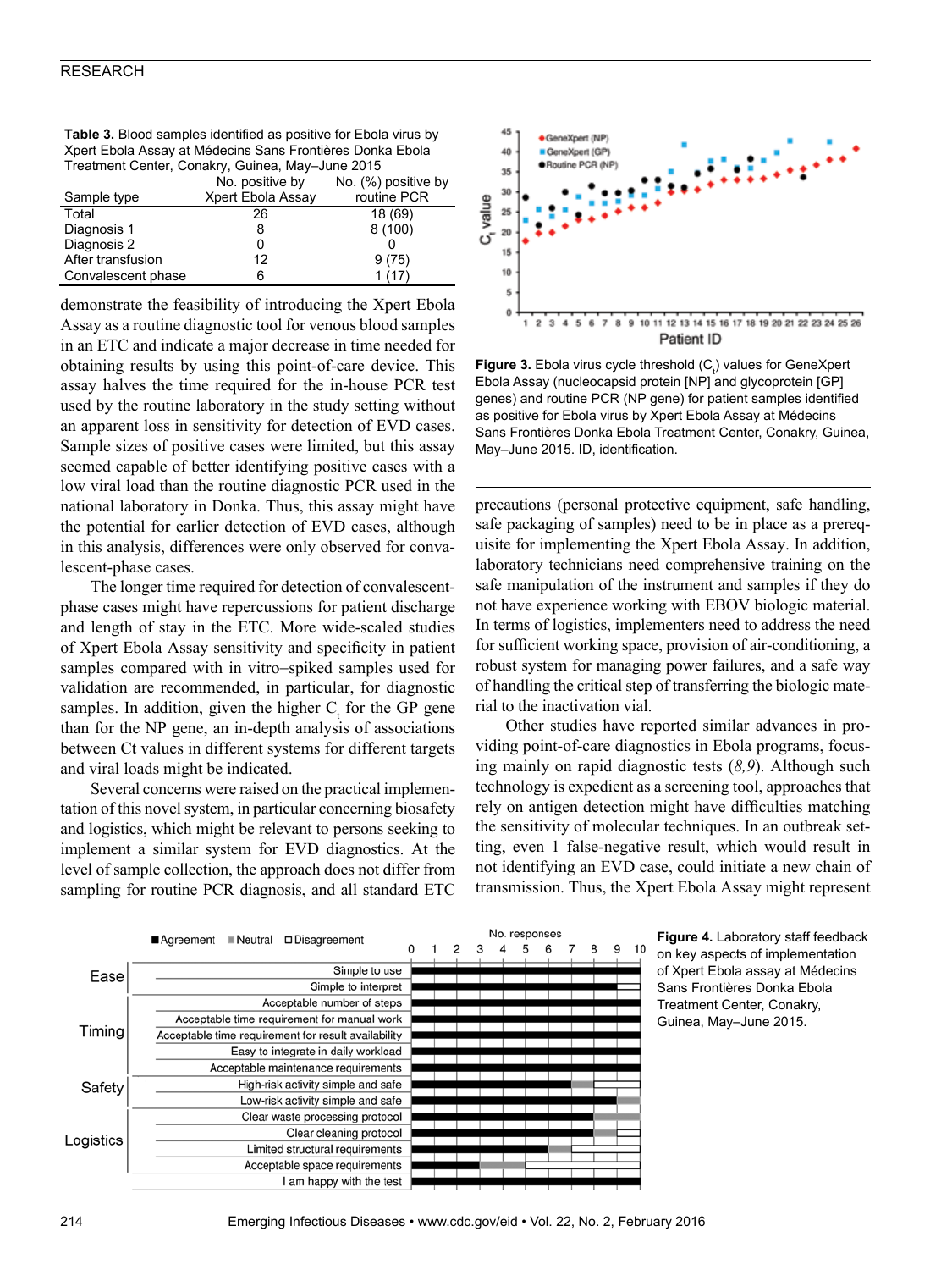**Table 3.** Blood samples identified as positive for Ebola virus by Xpert Ebola Assay at Médecins Sans Frontières Donka Ebola Treatment Center, Conakry, Guinea, May–June 2015

| Sample type | No. positive by Xpert Ebola Assay | No. (%) positive by routine PCR |
|---|---|---|
| Total | 26 | 18 (69) |
| Diagnosis 1 | 8 | 8 (100) |
| Diagnosis 2 | 0 | 0 |
| After transfusion | 12 | 9 (75) |
| Convalescent phase | 6 | 1 (17) |

demonstrate the feasibility of introducing the Xpert Ebola Assay as a routine diagnostic tool for venous blood samples in an ETC and indicate a major decrease in time needed for obtaining results by using this point-of-care device. This assay halves the time required for the in-house PCR test used by the routine laboratory in the study setting without an apparent loss in sensitivity for detection of EVD cases. Sample sizes of positive cases were limited, but this assay seemed capable of better identifying positive cases with a low viral load than the routine diagnostic PCR used in the national laboratory in Donka. Thus, this assay might have the potential for earlier detection of EVD cases, although in this analysis, differences were only observed for convalescent-phase cases.

The longer time required for detection of convalescent-phase cases might have repercussions for patient discharge and length of stay in the ETC. More wide-scaled studies of Xpert Ebola Assay sensitivity and specificity in patient samples compared with in vitro–spiked samples used for validation are recommended, in particular, for diagnostic samples. In addition, given the higher $C_t$ for the GP gene than for the NP gene, an in-depth analysis of associations between Ct values in different systems for different targets and viral loads might be indicated.

Several concerns were raised on the practical implementation of this novel system, in particular concerning biosafety and logistics, which might be relevant to persons seeking to implement a similar system for EVD diagnostics. At the level of sample collection, the approach does not differ from sampling for routine PCR diagnosis, and all standard ETC precautions (personal protective equipment, safe handling, safe packaging of samples) need to be in place as a prerequisite for implementing the Xpert Ebola Assay. In addition, laboratory technicians need comprehensive training on the safe manipulation of the instrument and samples if they do not have experience working with EBOV biologic material. In terms of logistics, implementers need to address the need for sufficient working space, provision of air-conditioning, a robust system for managing power failures, and a safe way of handling the critical step of transferring the biologic material to the inactivation vial.

Other studies have reported similar advances in providing point-of-care diagnostics in Ebola programs, focusing mainly on rapid diagnostic tests (*8,9*). Although such technology is expedient as a screening tool, approaches that rely on antigen detection might have difficulties matching the sensitivity of molecular techniques. In an outbreak setting, even 1 false-negative result, which would result in not identifying an EVD case, could initiate a new chain of transmission. Thus, the Xpert Ebola Assay might represent

GeneXpert (NP)
GeneXpert (GP)
Routine PCR (NP)
$C_t$ value
0 5 10 15 20 25 30 35 40 45
1 2 3 4 5 6 7 8 9 10 11 12 13 14 15 16 17 18 19 20 21 22 23 24 25 26
Patient ID

**Figure 3.** Ebola virus cycle threshold ($C_t$) values for GeneXpert Ebola Assay (nucleocapsid protein [NP] and glycoprotein [GP] genes) and routine PCR (NP gene) for patient samples identified as positive for Ebola virus by Xpert Ebola Assay at Médecins Sans Frontières Donka Ebola Treatment Center, Conakry, Guinea, May–June 2015. ID, identification.

Agreement Neutral Disagreement
No. responses
0 1 2 3 4 5 6 7 8 9 10
Ease: Simple to use; Simple to interpret
Timing: Acceptable number of steps; Acceptable time requirement for manual work; Acceptable time requirement for result availability; Easy to integrate in daily workload; Acceptable maintenance requirements
Safety: High-risk activity simple and safe; Low-risk activity simple and safe
Logistics: Clear waste processing protocol; Clear cleaning protocol; Limited structural requirements; Acceptable space requirements
I am happy with the test

**Figure 4.** Laboratory staff feedback on key aspects of implementation of Xpert Ebola assay at Médecins Sans Frontières Donka Ebola Treatment Center, Conakry, Guinea, May–June 2015.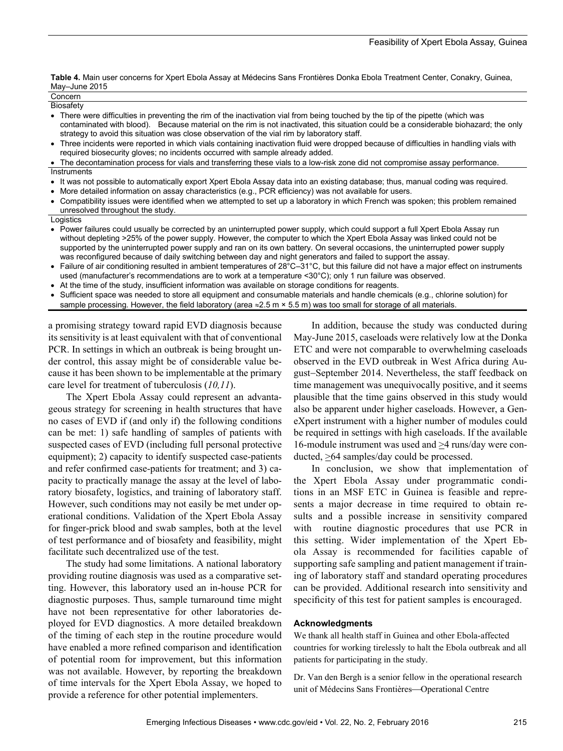**Table 4.** Main user concerns for Xpert Ebola Assay at Médecins Sans Frontières Donka Ebola Treatment Center, Conakry, Guinea, May–June 2015

| Concern |
| --- |
| Biosafety |
| • There were difficulties in preventing the rim of the inactivation vial from being touched by the tip of the pipette (which was contaminated with blood). Because material on the rim is not inactivated, this situation could be a considerable biohazard; the only strategy to avoid this situation was close observation of the vial rim by laboratory staff. |
| • Three incidents were reported in which vials containing inactivation fluid were dropped because of difficulties in handling vials with required biosecurity gloves; no incidents occurred with sample already added. |
| • The decontamination process for vials and transferring these vials to a low-risk zone did not compromise assay performance. |
| Instruments |
| • It was not possible to automatically export Xpert Ebola Assay data into an existing database; thus, manual coding was required. |
| • More detailed information on assay characteristics (e.g., PCR efficiency) was not available for users. |
| • Compatibility issues were identified when we attempted to set up a laboratory in which French was spoken; this problem remained unresolved throughout the study. |
| Logistics |
| • Power failures could usually be corrected by an uninterrupted power supply, which could support a full Xpert Ebola Assay run without depleting >25% of the power supply. However, the computer to which the Xpert Ebola Assay was linked could not be supported by the uninterrupted power supply and ran on its own battery. On several occasions, the uninterrupted power supply was reconfigured because of daily switching between day and night generators and failed to support the assay. |
| • Failure of air conditioning resulted in ambient temperatures of 28°C–31°C, but this failure did not have a major effect on instruments used (manufacturer's recommendations are to work at a temperature <30°C); only 1 run failure was observed. |
| • At the time of the study, insufficient information was available on storage conditions for reagents. |
| • Sufficient space was needed to store all equipment and consumable materials and handle chemicals (e.g., chlorine solution) for sample processing. However, the field laboratory (area ≈2.5 m × 5.5 m) was too small for storage of all materials. |

a promising strategy toward rapid EVD diagnosis because its sensitivity is at least equivalent with that of conventional PCR. In settings in which an outbreak is being brought under control, this assay might be of considerable value because it has been shown to be implementable at the primary care level for treatment of tuberculosis (*10,11*).

The Xpert Ebola Assay could represent an advantageous strategy for screening in health structures that have no cases of EVD if (and only if) the following conditions can be met: 1) safe handling of samples of patients with suspected cases of EVD (including full personal protective equipment); 2) capacity to identify suspected case-patients and refer confirmed case-patients for treatment; and 3) capacity to practically manage the assay at the level of laboratory biosafety, logistics, and training of laboratory staff. However, such conditions may not easily be met under operational conditions. Validation of the Xpert Ebola Assay for finger-prick blood and swab samples, both at the level of test performance and of biosafety and feasibility, might facilitate such decentralized use of the test.

The study had some limitations. A national laboratory providing routine diagnosis was used as a comparative setting. However, this laboratory used an in-house PCR for diagnostic purposes. Thus, sample turnaround time might have not been representative for other laboratories deployed for EVD diagnostics. A more detailed breakdown of the timing of each step in the routine procedure would have enabled a more refined comparison and identification of potential room for improvement, but this information was not available. However, by reporting the breakdown of time intervals for the Xpert Ebola Assay, we hoped to provide a reference for other potential implementers.

In addition, because the study was conducted during May-June 2015, caseloads were relatively low at the Donka ETC and were not comparable to overwhelming caseloads observed in the EVD outbreak in West Africa during August–September 2014. Nevertheless, the staff feedback on time management was unequivocally positive, and it seems plausible that the time gains observed in this study would also be apparent under higher caseloads. However, a GeneXpert instrument with a higher number of modules could be required in settings with high caseloads. If the available 16-module instrument was used and ≥4 runs/day were conducted, ≥64 samples/day could be processed.

In conclusion, we show that implementation of the Xpert Ebola Assay under programmatic conditions in an MSF ETC in Guinea is feasible and represents a major decrease in time required to obtain results and a possible increase in sensitivity compared with routine diagnostic procedures that use PCR in this setting. Wider implementation of the Xpert Ebola Assay is recommended for facilities capable of supporting safe sampling and patient management if training of laboratory staff and standard operating procedures can be provided. Additional research into sensitivity and specificity of this test for patient samples is encouraged.

### Acknowledgments

We thank all health staff in Guinea and other Ebola-affected countries for working tirelessly to halt the Ebola outbreak and all patients for participating in the study.

Dr. Van den Bergh is a senior fellow in the operational research unit of Médecins Sans Frontières—Operational Centre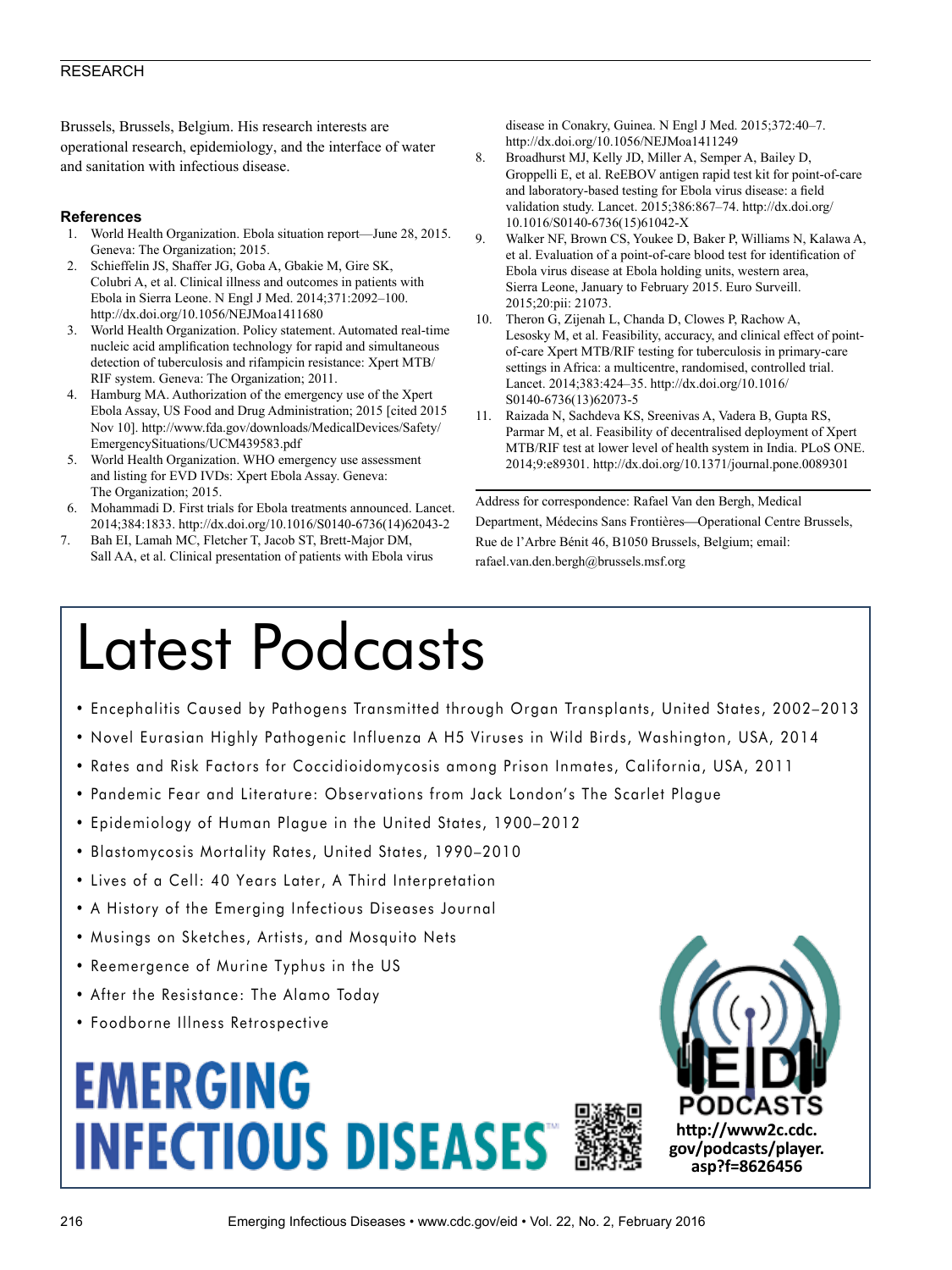Brussels, Brussels, Belgium. His research interests are operational research, epidemiology, and the interface of water and sanitation with infectious disease.

## References

1. World Health Organization. Ebola situation report—June 28, 2015. Geneva: The Organization; 2015.
2. Schieffelin JS, Shaffer JG, Goba A, Gbakie M, Gire SK, Colubri A, et al. Clinical illness and outcomes in patients with Ebola in Sierra Leone. N Engl J Med. 2014;371:2092–100. http://dx.doi.org/10.1056/NEJMoa1411680
3. World Health Organization. Policy statement. Automated real-time nucleic acid amplification technology for rapid and simultaneous detection of tuberculosis and rifampicin resistance: Xpert MTB/RIF system. Geneva: The Organization; 2011.
4. Hamburg MA. Authorization of the emergency use of the Xpert Ebola Assay, US Food and Drug Administration; 2015 [cited 2015 Nov 10]. http://www.fda.gov/downloads/MedicalDevices/Safety/EmergencySituations/UCM439583.pdf
5. World Health Organization. WHO emergency use assessment and listing for EVD IVDs: Xpert Ebola Assay. Geneva: The Organization; 2015.
6. Mohammadi D. First trials for Ebola treatments announced. Lancet. 2014;384:1833. http://dx.doi.org/10.1016/S0140-6736(14)62043-2
7. Bah EI, Lamah MC, Fletcher T, Jacob ST, Brett-Major DM, Sall AA, et al. Clinical presentation of patients with Ebola virus disease in Conakry, Guinea. N Engl J Med. 2015;372:40–7. http://dx.doi.org/10.1056/NEJMoa1411249
8. Broadhurst MJ, Kelly JD, Miller A, Semper A, Bailey D, Groppelli E, et al. ReEBOV antigen rapid test kit for point-of-care and laboratory-based testing for Ebola virus disease: a field validation study. Lancet. 2015;386:867–74. http://dx.doi.org/10.1016/S0140-6736(15)61042-X
9. Walker NF, Brown CS, Youkee D, Baker P, Williams N, Kalawa A, et al. Evaluation of a point-of-care blood test for identification of Ebola virus disease at Ebola holding units, western area, Sierra Leone, January to February 2015. Euro Surveill. 2015;20:pii: 21073.
10. Theron G, Zijenah L, Chanda D, Clowes P, Rachow A, Lesosky M, et al. Feasibility, accuracy, and clinical effect of point-of-care Xpert MTB/RIF testing for tuberculosis in primary-care settings in Africa: a multicentre, randomised, controlled trial. Lancet. 2014;383:424–35. http://dx.doi.org/10.1016/S0140-6736(13)62073-5
11. Raizada N, Sachdeva KS, Sreenivas A, Vadera B, Gupta RS, Parmar M, et al. Feasibility of decentralised deployment of Xpert MTB/RIF test at lower level of health system in India. PLoS ONE. 2014;9:e89301. http://dx.doi.org/10.1371/journal.pone.0089301

Address for correspondence: Rafael Van den Bergh, Medical Department, Médecins Sans Frontières—Operational Centre Brussels, Rue de l'Arbre Bénit 46, B1050 Brussels, Belgium; email: rafael.van.den.bergh@brussels.msf.org

# Latest Podcasts

- Encephalitis Caused by Pathogens Transmitted through Organ Transplants, United States, 2002–2013
- Novel Eurasian Highly Pathogenic Influenza A H5 Viruses in Wild Birds, Washington, USA, 2014
- Rates and Risk Factors for Coccidioidomycosis among Prison Inmates, California, USA, 2011
- Pandemic Fear and Literature: Observations from Jack London's The Scarlet Plague
- Epidemiology of Human Plague in the United States, 1900–2012
- Blastomycosis Mortality Rates, United States, 1990–2010
- Lives of a Cell: 40 Years Later, A Third Interpretation
- A History of the Emerging Infectious Diseases Journal
- Musings on Sketches, Artists, and Mosquito Nets
- Reemergence of Murine Typhus in the US
- After the Resistance: The Alamo Today
- Foodborne Illness Retrospective

EMERGING INFECTIOUS DISEASES™

EID PODCASTS

http://www2c.cdc.gov/podcasts/player.asp?f=8626456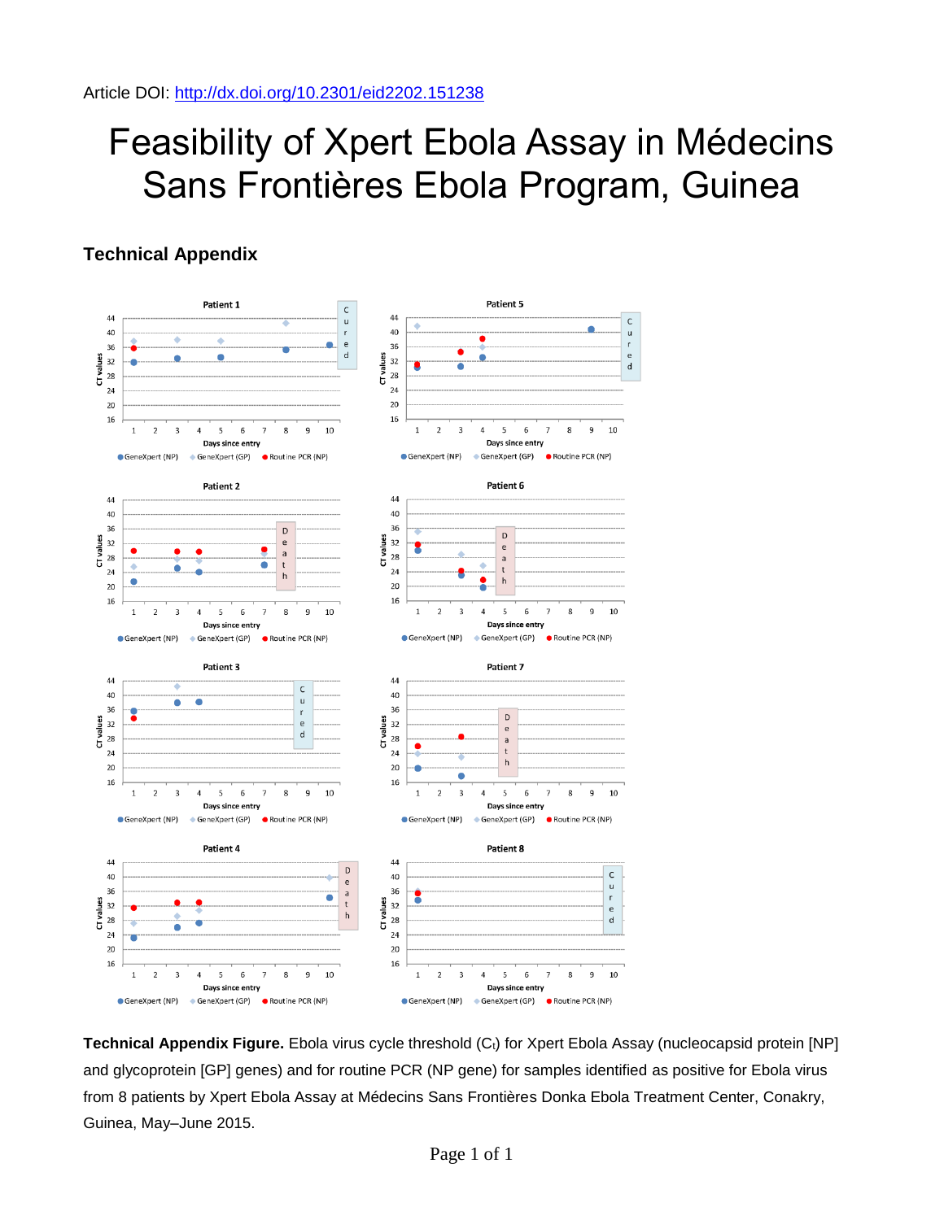Article DOI: http://dx.doi.org/10.2301/eid2202.151238

# Feasibility of Xpert Ebola Assay in Médecins Sans Frontières Ebola Program, Guinea

## Technical Appendix

Patient 1

CT values

44
40
36
32
28
24
20
16

1 2 3 4 5 6 7 8 9 10

Days since entry

Cured

GeneXpert (NP) GeneXpert (GP) Routine PCR (NP)

Patient 5

Cured

Patient 2

Death

Patient 6

Death

Patient 3

Cured

Patient 7

Death

Patient 4

Death

Patient 8

Cured

**Technical Appendix Figure.** Ebola virus cycle threshold ($C_t$) for Xpert Ebola Assay (nucleocapsid protein [NP] and glycoprotein [GP] genes) and for routine PCR (NP gene) for samples identified as positive for Ebola virus from 8 patients by Xpert Ebola Assay at Médecins Sans Frontières Donka Ebola Treatment Center, Conakry, Guinea, May–June 2015.